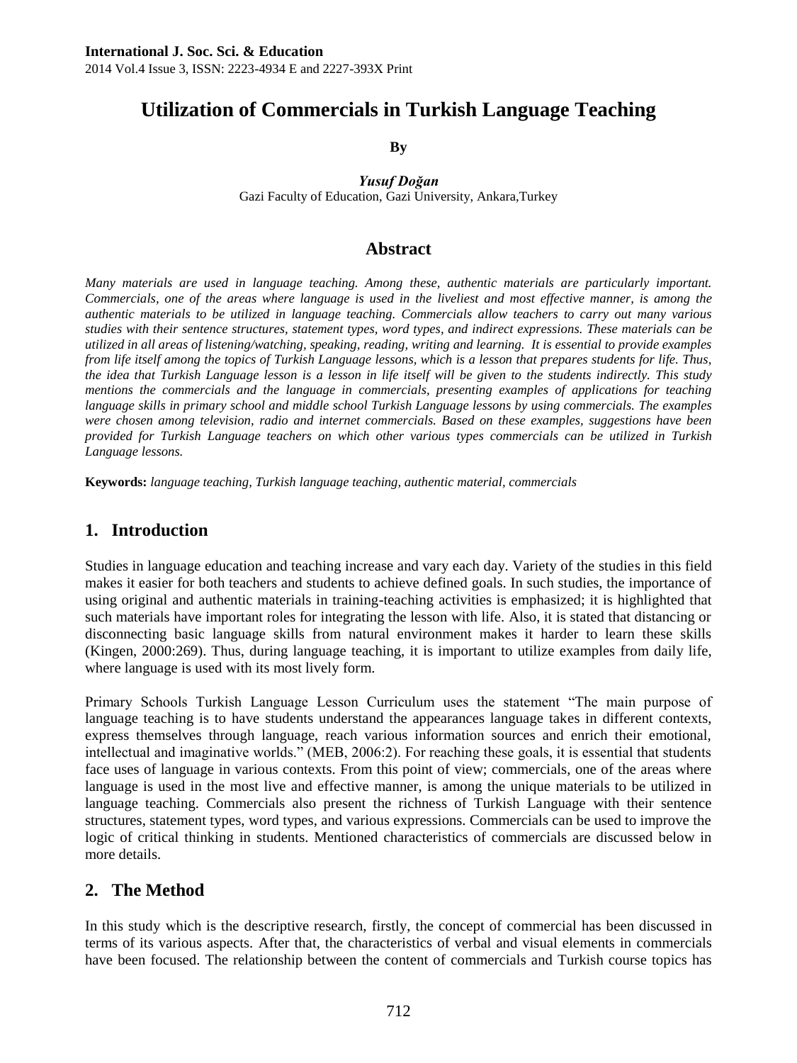# Utilization of Commercials in Turkish Language Teaching

**By**

***Yusuf Doğan***
Gazi Faculty of Education, Gazi University, Ankara,Turkey

## Abstract

*Many materials are used in language teaching. Among these, authentic materials are particularly important. Commercials, one of the areas where language is used in the liveliest and most effective manner, is among the authentic materials to be utilized in language teaching. Commercials allow teachers to carry out many various studies with their sentence structures, statement types, word types, and indirect expressions. These materials can be utilized in all areas of listening/watching, speaking, reading, writing and learning. It is essential to provide examples from life itself among the topics of Turkish Language lessons, which is a lesson that prepares students for life. Thus, the idea that Turkish Language lesson is a lesson in life itself will be given to the students indirectly. This study mentions the commercials and the language in commercials, presenting examples of applications for teaching language skills in primary school and middle school Turkish Language lessons by using commercials. The examples were chosen among television, radio and internet commercials. Based on these examples, suggestions have been provided for Turkish Language teachers on which other various types commercials can be utilized in Turkish Language lessons.*

**Keywords:** *language teaching, Turkish language teaching, authentic material, commercials*

## 1. Introduction

Studies in language education and teaching increase and vary each day. Variety of the studies in this field makes it easier for both teachers and students to achieve defined goals. In such studies, the importance of using original and authentic materials in training-teaching activities is emphasized; it is highlighted that such materials have important roles for integrating the lesson with life. Also, it is stated that distancing or disconnecting basic language skills from natural environment makes it harder to learn these skills (Kingen, 2000:269). Thus, during language teaching, it is important to utilize examples from daily life, where language is used with its most lively form.

Primary Schools Turkish Language Lesson Curriculum uses the statement "The main purpose of language teaching is to have students understand the appearances language takes in different contexts, express themselves through language, reach various information sources and enrich their emotional, intellectual and imaginative worlds." (MEB, 2006:2). For reaching these goals, it is essential that students face uses of language in various contexts. From this point of view; commercials, one of the areas where language is used in the most live and effective manner, is among the unique materials to be utilized in language teaching. Commercials also present the richness of Turkish Language with their sentence structures, statement types, word types, and various expressions. Commercials can be used to improve the logic of critical thinking in students. Mentioned characteristics of commercials are discussed below in more details.

## 2. The Method

In this study which is the descriptive research, firstly, the concept of commercial has been discussed in terms of its various aspects. After that, the characteristics of verbal and visual elements in commercials have been focused. The relationship between the content of commercials and Turkish course topics has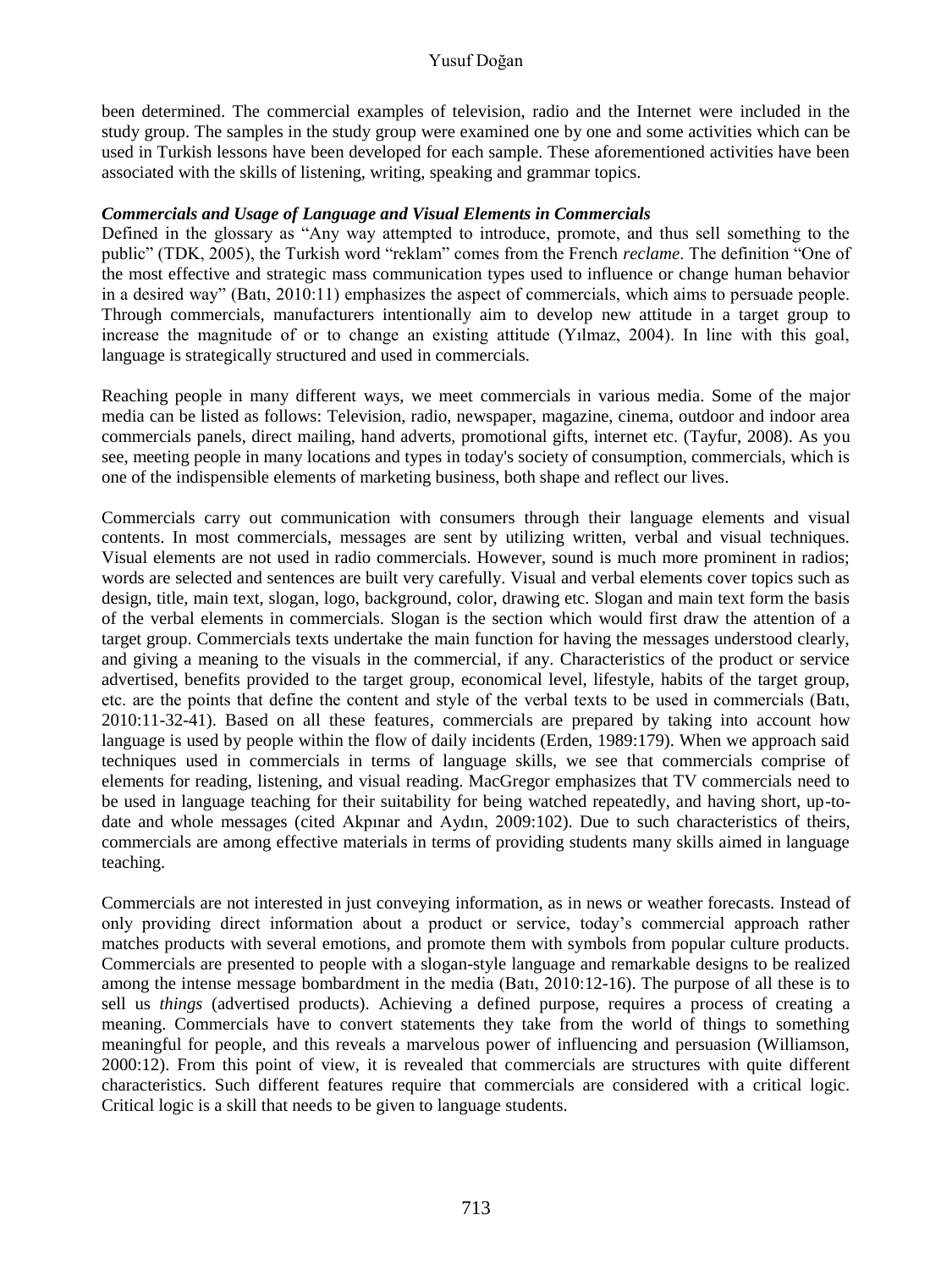been determined. The commercial examples of television, radio and the Internet were included in the study group. The samples in the study group were examined one by one and some activities which can be used in Turkish lessons have been developed for each sample. These aforementioned activities have been associated with the skills of listening, writing, speaking and grammar topics.

***Commercials and Usage of Language and Visual Elements in Commercials***

Defined in the glossary as "Any way attempted to introduce, promote, and thus sell something to the public" (TDK, 2005), the Turkish word "reklam" comes from the French *reclame*. The definition "One of the most effective and strategic mass communication types used to influence or change human behavior in a desired way" (Batı, 2010:11) emphasizes the aspect of commercials, which aims to persuade people. Through commercials, manufacturers intentionally aim to develop new attitude in a target group to increase the magnitude of or to change an existing attitude (Yılmaz, 2004). In line with this goal, language is strategically structured and used in commercials.

Reaching people in many different ways, we meet commercials in various media. Some of the major media can be listed as follows: Television, radio, newspaper, magazine, cinema, outdoor and indoor area commercials panels, direct mailing, hand adverts, promotional gifts, internet etc. (Tayfur, 2008). As you see, meeting people in many locations and types in today's society of consumption, commercials, which is one of the indispensible elements of marketing business, both shape and reflect our lives.

Commercials carry out communication with consumers through their language elements and visual contents. In most commercials, messages are sent by utilizing written, verbal and visual techniques. Visual elements are not used in radio commercials. However, sound is much more prominent in radios; words are selected and sentences are built very carefully. Visual and verbal elements cover topics such as design, title, main text, slogan, logo, background, color, drawing etc. Slogan and main text form the basis of the verbal elements in commercials. Slogan is the section which would first draw the attention of a target group. Commercials texts undertake the main function for having the messages understood clearly, and giving a meaning to the visuals in the commercial, if any. Characteristics of the product or service advertised, benefits provided to the target group, economical level, lifestyle, habits of the target group, etc. are the points that define the content and style of the verbal texts to be used in commercials (Batı, 2010:11-32-41). Based on all these features, commercials are prepared by taking into account how language is used by people within the flow of daily incidents (Erden, 1989:179). When we approach said techniques used in commercials in terms of language skills, we see that commercials comprise of elements for reading, listening, and visual reading. MacGregor emphasizes that TV commercials need to be used in language teaching for their suitability for being watched repeatedly, and having short, up-to-date and whole messages (cited Akpınar and Aydın, 2009:102). Due to such characteristics of theirs, commercials are among effective materials in terms of providing students many skills aimed in language teaching.

Commercials are not interested in just conveying information, as in news or weather forecasts. Instead of only providing direct information about a product or service, today's commercial approach rather matches products with several emotions, and promote them with symbols from popular culture products. Commercials are presented to people with a slogan-style language and remarkable designs to be realized among the intense message bombardment in the media (Batı, 2010:12-16). The purpose of all these is to sell us *things* (advertised products). Achieving a defined purpose, requires a process of creating a meaning. Commercials have to convert statements they take from the world of things to something meaningful for people, and this reveals a marvelous power of influencing and persuasion (Williamson, 2000:12). From this point of view, it is revealed that commercials are structures with quite different characteristics. Such different features require that commercials are considered with a critical logic. Critical logic is a skill that needs to be given to language students.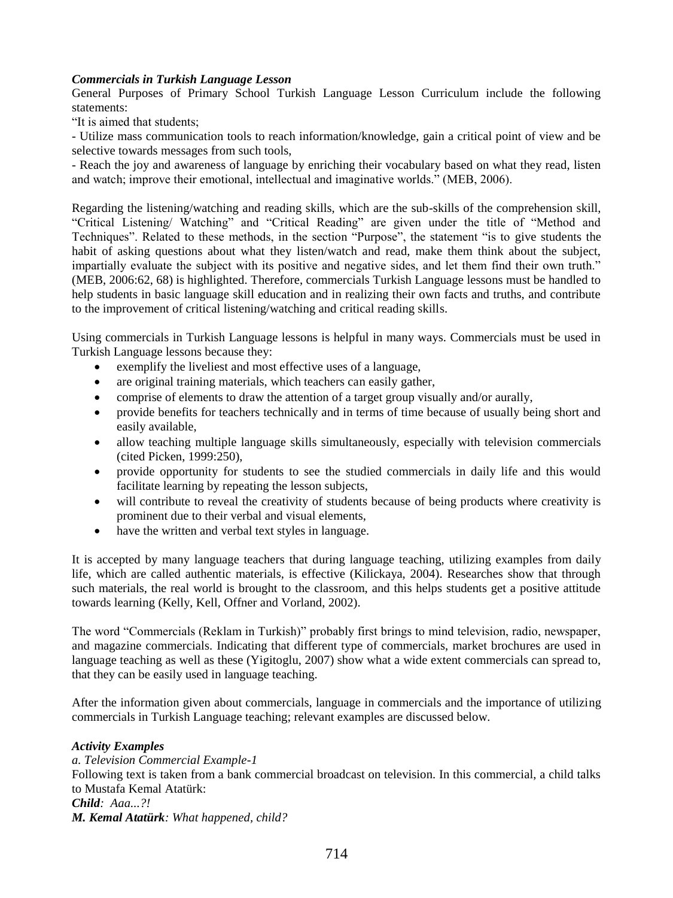***Commercials in Turkish Language Lesson***

General Purposes of Primary School Turkish Language Lesson Curriculum include the following statements:

"It is aimed that students;

- Utilize mass communication tools to reach information/knowledge, gain a critical point of view and be selective towards messages from such tools,
- Reach the joy and awareness of language by enriching their vocabulary based on what they read, listen and watch; improve their emotional, intellectual and imaginative worlds." (MEB, 2006).

Regarding the listening/watching and reading skills, which are the sub-skills of the comprehension skill, "Critical Listening/ Watching" and "Critical Reading" are given under the title of "Method and Techniques". Related to these methods, in the section "Purpose", the statement "is to give students the habit of asking questions about what they listen/watch and read, make them think about the subject, impartially evaluate the subject with its positive and negative sides, and let them find their own truth." (MEB, 2006:62, 68) is highlighted. Therefore, commercials Turkish Language lessons must be handled to help students in basic language skill education and in realizing their own facts and truths, and contribute to the improvement of critical listening/watching and critical reading skills.

Using commercials in Turkish Language lessons is helpful in many ways. Commercials must be used in Turkish Language lessons because they:

- exemplify the liveliest and most effective uses of a language,
- are original training materials, which teachers can easily gather,
- comprise of elements to draw the attention of a target group visually and/or aurally,
- provide benefits for teachers technically and in terms of time because of usually being short and easily available,
- allow teaching multiple language skills simultaneously, especially with television commercials (cited Picken, 1999:250),
- provide opportunity for students to see the studied commercials in daily life and this would facilitate learning by repeating the lesson subjects,
- will contribute to reveal the creativity of students because of being products where creativity is prominent due to their verbal and visual elements,
- have the written and verbal text styles in language.

It is accepted by many language teachers that during language teaching, utilizing examples from daily life, which are called authentic materials, is effective (Kilickaya, 2004). Researches show that through such materials, the real world is brought to the classroom, and this helps students get a positive attitude towards learning (Kelly, Kell, Offner and Vorland, 2002).

The word "Commercials (Reklam in Turkish)" probably first brings to mind television, radio, newspaper, and magazine commercials. Indicating that different type of commercials, market brochures are used in language teaching as well as these (Yigitoglu, 2007) show what a wide extent commercials can spread to, that they can be easily used in language teaching.

After the information given about commercials, language in commercials and the importance of utilizing commercials in Turkish Language teaching; relevant examples are discussed below.

***Activity Examples***

*a. Television Commercial Example-1*

Following text is taken from a bank commercial broadcast on television. In this commercial, a child talks to Mustafa Kemal Atatürk:

***Child**: Aaa...?!*

***M. Kemal Atatürk**: What happened, child?*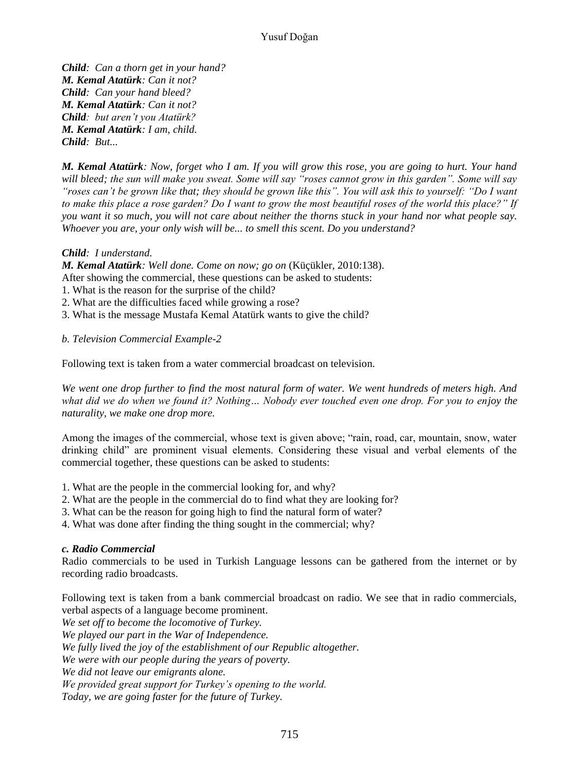***Child**: Can a thorn get in your hand?*
***M. Kemal Atatürk**: Can it not?*
***Child**: Can your hand bleed?*
***M. Kemal Atatürk**: Can it not?*
***Child**: but aren't you Atatürk?*
***M. Kemal Atatürk**: I am, child.*
***Child**: But...*

***M. Kemal Atatürk**: Now, forget who I am. If you will grow this rose, you are going to hurt. Your hand will bleed; the sun will make you sweat. Some will say "roses cannot grow in this garden". Some will say "roses can't be grown like that; they should be grown like this". You will ask this to yourself: "Do I want to make this place a rose garden? Do I want to grow the most beautiful roses of the world this place?" If you want it so much, you will not care about neither the thorns stuck in your hand nor what people say. Whoever you are, your only wish will be... to smell this scent. Do you understand?*

***Child**: I understand.*
***M. Kemal Atatürk**: Well done. Come on now; go on* (Küçükler, 2010:138).
After showing the commercial, these questions can be asked to students:

1. What is the reason for the surprise of the child?
2. What are the difficulties faced while growing a rose?
3. What is the message Mustafa Kemal Atatürk wants to give the child?

*b. Television Commercial Example-2*

Following text is taken from a water commercial broadcast on television.

*We went one drop further to find the most natural form of water. We went hundreds of meters high. And what did we do when we found it? Nothing… Nobody ever touched even one drop. For you to enjoy the naturality, we make one drop more.*

Among the images of the commercial, whose text is given above; "rain, road, car, mountain, snow, water drinking child" are prominent visual elements. Considering these visual and verbal elements of the commercial together, these questions can be asked to students:

1. What are the people in the commercial looking for, and why?
2. What are the people in the commercial do to find what they are looking for?
3. What can be the reason for going high to find the natural form of water?
4. What was done after finding the thing sought in the commercial; why?

***c. Radio Commercial***

Radio commercials to be used in Turkish Language lessons can be gathered from the internet or by recording radio broadcasts.

Following text is taken from a bank commercial broadcast on radio. We see that in radio commercials, verbal aspects of a language become prominent.
*We set off to become the locomotive of Turkey.*
*We played our part in the War of Independence.*
*We fully lived the joy of the establishment of our Republic altogether.*
*We were with our people during the years of poverty.*
*We did not leave our emigrants alone.*
*We provided great support for Turkey's opening to the world.*
*Today, we are going faster for the future of Turkey.*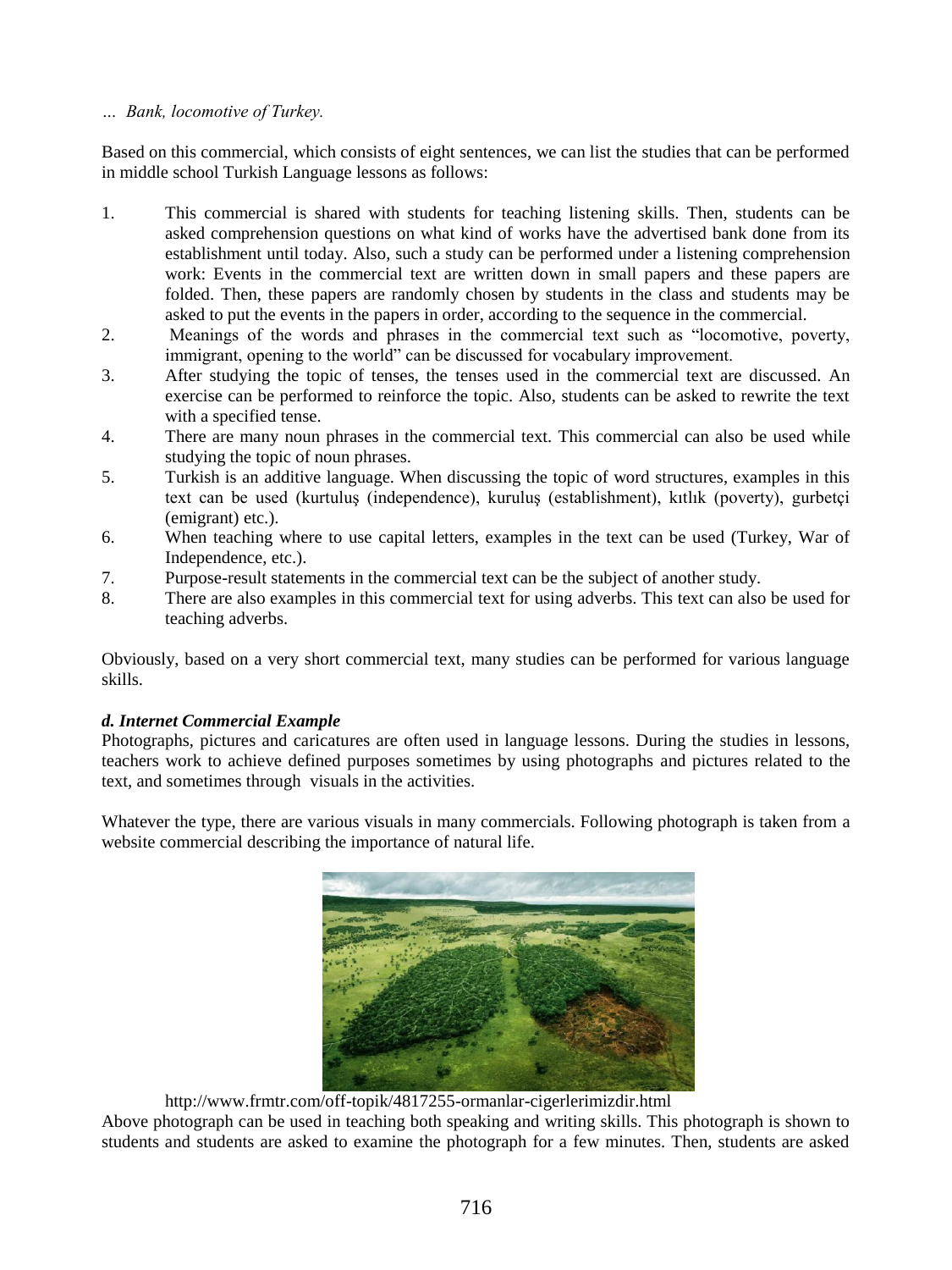*… Bank, locomotive of Turkey.*

Based on this commercial, which consists of eight sentences, we can list the studies that can be performed in middle school Turkish Language lessons as follows:

1. This commercial is shared with students for teaching listening skills. Then, students can be asked comprehension questions on what kind of works have the advertised bank done from its establishment until today. Also, such a study can be performed under a listening comprehension work: Events in the commercial text are written down in small papers and these papers are folded. Then, these papers are randomly chosen by students in the class and students may be asked to put the events in the papers in order, according to the sequence in the commercial.
2. Meanings of the words and phrases in the commercial text such as "locomotive, poverty, immigrant, opening to the world" can be discussed for vocabulary improvement.
3. After studying the topic of tenses, the tenses used in the commercial text are discussed. An exercise can be performed to reinforce the topic. Also, students can be asked to rewrite the text with a specified tense.
4. There are many noun phrases in the commercial text. This commercial can also be used while studying the topic of noun phrases.
5. Turkish is an additive language. When discussing the topic of word structures, examples in this text can be used (kurtuluş (independence), kuruluş (establishment), kıtlık (poverty), gurbetçi (emigrant) etc.).
6. When teaching where to use capital letters, examples in the text can be used (Turkey, War of Independence, etc.).
7. Purpose-result statements in the commercial text can be the subject of another study.
8. There are also examples in this commercial text for using adverbs. This text can also be used for teaching adverbs.

Obviously, based on a very short commercial text, many studies can be performed for various language skills.

***d. Internet Commercial Example***

Photographs, pictures and caricatures are often used in language lessons. During the studies in lessons, teachers work to achieve defined purposes sometimes by using photographs and pictures related to the text, and sometimes through visuals in the activities.

Whatever the type, there are various visuals in many commercials. Following photograph is taken from a website commercial describing the importance of natural life.

http://www.frmtr.com/off-topik/4817255-ormanlar-cigerlerimizdir.html

Above photograph can be used in teaching both speaking and writing skills. This photograph is shown to students and students are asked to examine the photograph for a few minutes. Then, students are asked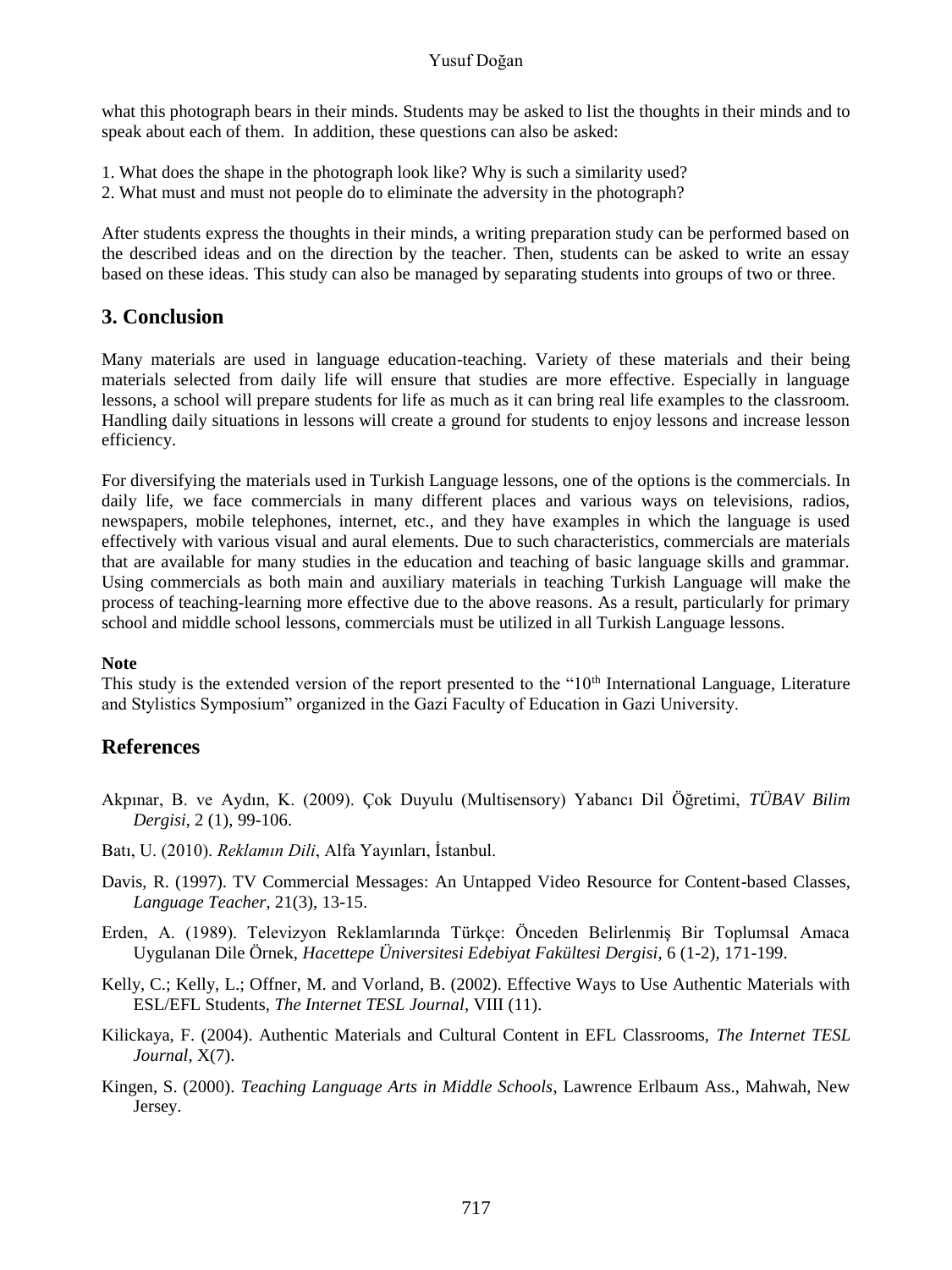what this photograph bears in their minds. Students may be asked to list the thoughts in their minds and to speak about each of them. In addition, these questions can also be asked:

1. What does the shape in the photograph look like? Why is such a similarity used?
2. What must and must not people do to eliminate the adversity in the photograph?

After students express the thoughts in their minds, a writing preparation study can be performed based on the described ideas and on the direction by the teacher. Then, students can be asked to write an essay based on these ideas. This study can also be managed by separating students into groups of two or three.

## 3. Conclusion

Many materials are used in language education-teaching. Variety of these materials and their being materials selected from daily life will ensure that studies are more effective. Especially in language lessons, a school will prepare students for life as much as it can bring real life examples to the classroom. Handling daily situations in lessons will create a ground for students to enjoy lessons and increase lesson efficiency.

For diversifying the materials used in Turkish Language lessons, one of the options is the commercials. In daily life, we face commercials in many different places and various ways on televisions, radios, newspapers, mobile telephones, internet, etc., and they have examples in which the language is used effectively with various visual and aural elements. Due to such characteristics, commercials are materials that are available for many studies in the education and teaching of basic language skills and grammar. Using commercials as both main and auxiliary materials in teaching Turkish Language will make the process of teaching-learning more effective due to the above reasons. As a result, particularly for primary school and middle school lessons, commercials must be utilized in all Turkish Language lessons.

**Note**

This study is the extended version of the report presented to the "10th International Language, Literature and Stylistics Symposium" organized in the Gazi Faculty of Education in Gazi University.

## References

Akpınar, B. ve Aydın, K. (2009). Çok Duyulu (Multisensory) Yabancı Dil Öğretimi, *TÜBAV Bilim Dergisi*, 2 (1), 99-106.

Batı, U. (2010). *Reklamın Dili*, Alfa Yayınları, İstanbul.

Davis, R. (1997). TV Commercial Messages: An Untapped Video Resource for Content-based Classes, *Language Teacher*, 21(3), 13-15.

Erden, A. (1989). Televizyon Reklamlarında Türkçe: Önceden Belirlenmiş Bir Toplumsal Amaca Uygulanan Dile Örnek, *Hacettepe Üniversitesi Edebiyat Fakültesi Dergisi*, 6 (1-2), 171-199.

Kelly, C.; Kelly, L.; Offner, M. and Vorland, B. (2002). Effective Ways to Use Authentic Materials with ESL/EFL Students, *The Internet TESL Journal*, VIII (11).

Kilickaya, F. (2004). Authentic Materials and Cultural Content in EFL Classrooms, *The Internet TESL Journal*, X(7).

Kingen, S. (2000). *Teaching Language Arts in Middle Schools*, Lawrence Erlbaum Ass., Mahwah, New Jersey.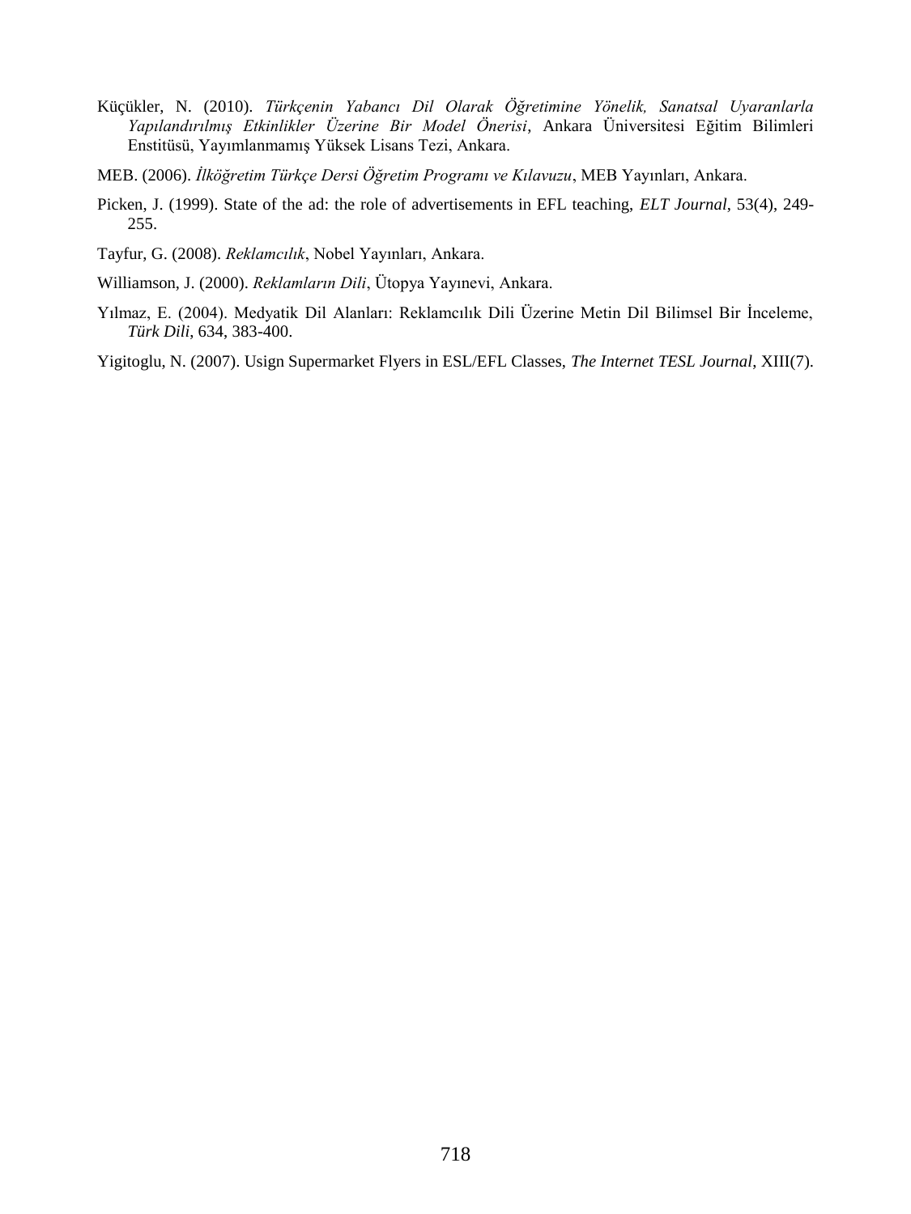Küçükler, N. (2010). *Türkçenin Yabancı Dil Olarak Öğretimine Yönelik, Sanatsal Uyaranlarla Yapılandırılmış Etkinlikler Üzerine Bir Model Önerisi*, Ankara Üniversitesi Eğitim Bilimleri Enstitüsü, Yayımlanmamış Yüksek Lisans Tezi, Ankara.

MEB. (2006). *İlköğretim Türkçe Dersi Öğretim Programı ve Kılavuzu*, MEB Yayınları, Ankara.

Picken, J. (1999). State of the ad: the role of advertisements in EFL teaching, *ELT Journal*, 53(4), 249-255.

Tayfur, G. (2008). *Reklamcılık*, Nobel Yayınları, Ankara.

Williamson, J. (2000). *Reklamların Dili*, Ütopya Yayınevi, Ankara.

Yılmaz, E. (2004). Medyatik Dil Alanları: Reklamcılık Dili Üzerine Metin Dil Bilimsel Bir İnceleme, *Türk Dili*, 634, 383-400.

Yigitoglu, N. (2007). Usign Supermarket Flyers in ESL/EFL Classes, *The Internet TESL Journal*, XIII(7).